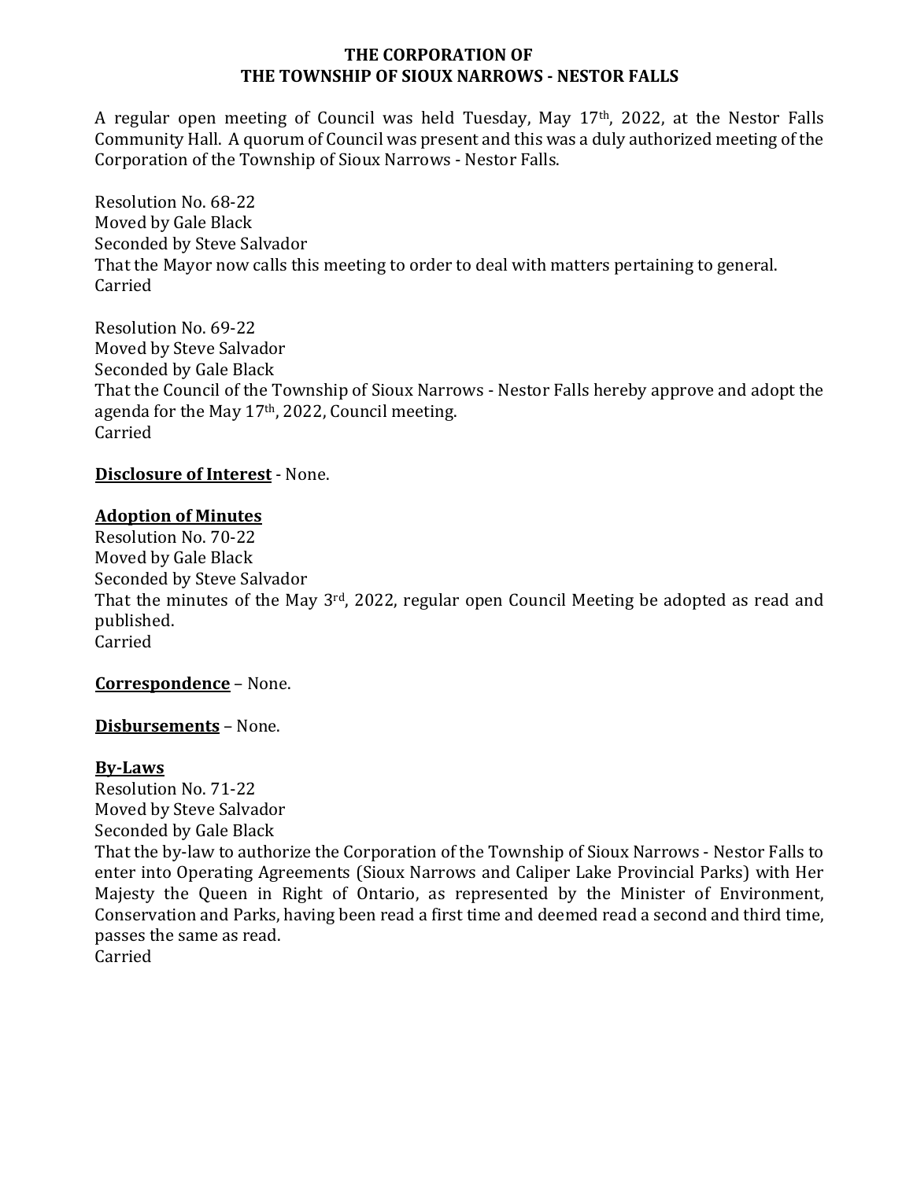**THE CORPORATION OF**
**THE TOWNSHIP OF SIOUX NARROWS - NESTOR FALLS**

A regular open meeting of Council was held Tuesday, May 17th, 2022, at the Nestor Falls Community Hall. A quorum of Council was present and this was a duly authorized meeting of the Corporation of the Township of Sioux Narrows - Nestor Falls.

Resolution No. 68-22
Moved by Gale Black
Seconded by Steve Salvador
That the Mayor now calls this meeting to order to deal with matters pertaining to general.
Carried

Resolution No. 69-22
Moved by Steve Salvador
Seconded by Gale Black
That the Council of the Township of Sioux Narrows - Nestor Falls hereby approve and adopt the agenda for the May 17th, 2022, Council meeting.
Carried

**Disclosure of Interest** - None.

**Adoption of Minutes**
Resolution No. 70-22
Moved by Gale Black
Seconded by Steve Salvador
That the minutes of the May 3rd, 2022, regular open Council Meeting be adopted as read and published.
Carried

**Correspondence** – None.

**Disbursements** – None.

**By-Laws**
Resolution No. 71-22
Moved by Steve Salvador
Seconded by Gale Black
That the by-law to authorize the Corporation of the Township of Sioux Narrows - Nestor Falls to enter into Operating Agreements (Sioux Narrows and Caliper Lake Provincial Parks) with Her Majesty the Queen in Right of Ontario, as represented by the Minister of Environment, Conservation and Parks, having been read a first time and deemed read a second and third time, passes the same as read.
Carried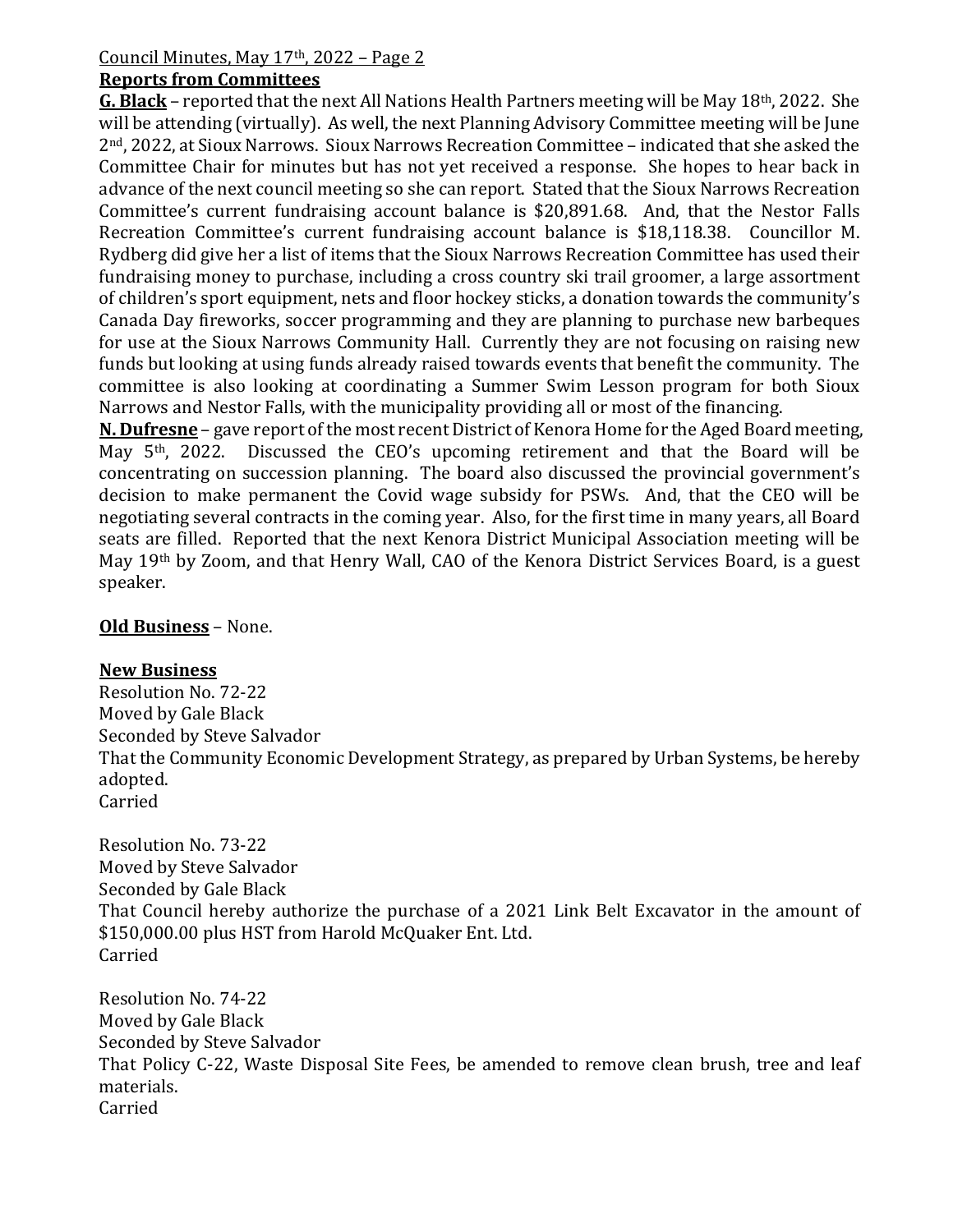**Reports from Committees**

**G. Black** – reported that the next All Nations Health Partners meeting will be May 18th, 2022. She will be attending (virtually). As well, the next Planning Advisory Committee meeting will be June 2nd, 2022, at Sioux Narrows. Sioux Narrows Recreation Committee – indicated that she asked the Committee Chair for minutes but has not yet received a response. She hopes to hear back in advance of the next council meeting so she can report. Stated that the Sioux Narrows Recreation Committee's current fundraising account balance is $20,891.68. And, that the Nestor Falls Recreation Committee's current fundraising account balance is $18,118.38. Councillor M. Rydberg did give her a list of items that the Sioux Narrows Recreation Committee has used their fundraising money to purchase, including a cross country ski trail groomer, a large assortment of children's sport equipment, nets and floor hockey sticks, a donation towards the community's Canada Day fireworks, soccer programming and they are planning to purchase new barbeques for use at the Sioux Narrows Community Hall. Currently they are not focusing on raising new funds but looking at using funds already raised towards events that benefit the community. The committee is also looking at coordinating a Summer Swim Lesson program for both Sioux Narrows and Nestor Falls, with the municipality providing all or most of the financing.

**N. Dufresne** – gave report of the most recent District of Kenora Home for the Aged Board meeting, May 5th, 2022. Discussed the CEO's upcoming retirement and that the Board will be concentrating on succession planning. The board also discussed the provincial government's decision to make permanent the Covid wage subsidy for PSWs. And, that the CEO will be negotiating several contracts in the coming year. Also, for the first time in many years, all Board seats are filled. Reported that the next Kenora District Municipal Association meeting will be May 19th by Zoom, and that Henry Wall, CAO of the Kenora District Services Board, is a guest speaker.

**Old Business** – None.

**New Business**

Resolution No. 72-22
Moved by Gale Black
Seconded by Steve Salvador
That the Community Economic Development Strategy, as prepared by Urban Systems, be hereby adopted.
Carried

Resolution No. 73-22
Moved by Steve Salvador
Seconded by Gale Black
That Council hereby authorize the purchase of a 2021 Link Belt Excavator in the amount of $150,000.00 plus HST from Harold McQuaker Ent. Ltd.
Carried

Resolution No. 74-22
Moved by Gale Black
Seconded by Steve Salvador
That Policy C-22, Waste Disposal Site Fees, be amended to remove clean brush, tree and leaf materials.
Carried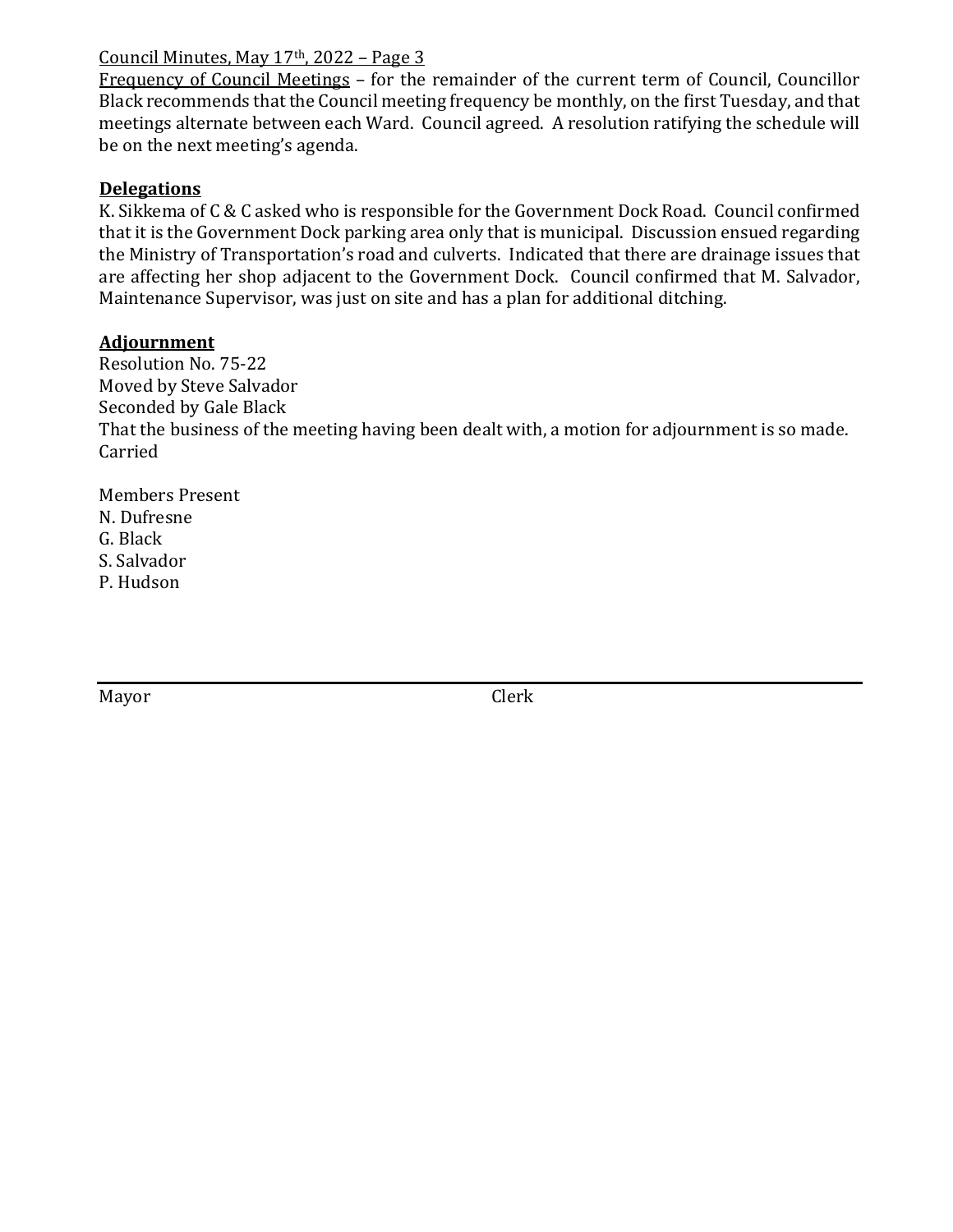Frequency of Council Meetings – for the remainder of the current term of Council, Councillor Black recommends that the Council meeting frequency be monthly, on the first Tuesday, and that meetings alternate between each Ward. Council agreed. A resolution ratifying the schedule will be on the next meeting's agenda.

**Delegations**

K. Sikkema of C & C asked who is responsible for the Government Dock Road. Council confirmed that it is the Government Dock parking area only that is municipal. Discussion ensued regarding the Ministry of Transportation's road and culverts. Indicated that there are drainage issues that are affecting her shop adjacent to the Government Dock. Council confirmed that M. Salvador, Maintenance Supervisor, was just on site and has a plan for additional ditching.

**Adjournment**

Resolution No. 75-22
Moved by Steve Salvador
Seconded by Gale Black
That the business of the meeting having been dealt with, a motion for adjournment is so made.
Carried

Members Present
N. Dufresne
G. Black
S. Salvador
P. Hudson

Mayor Clerk